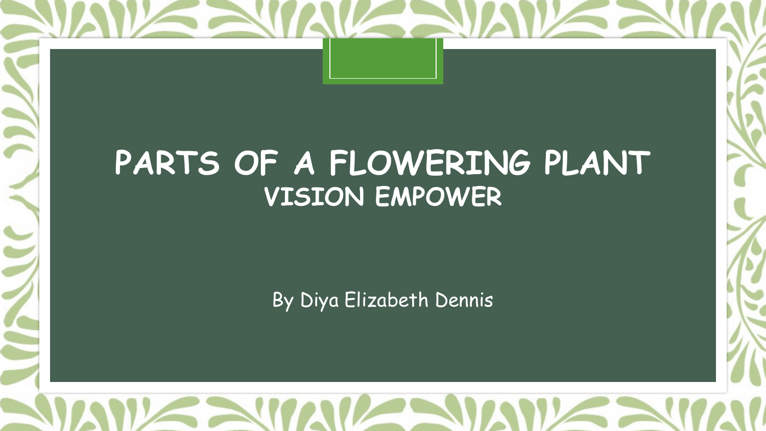# PARTS OF A FLOWERING PLANT

## VISION EMPOWER

By Diya Elizabeth Dennis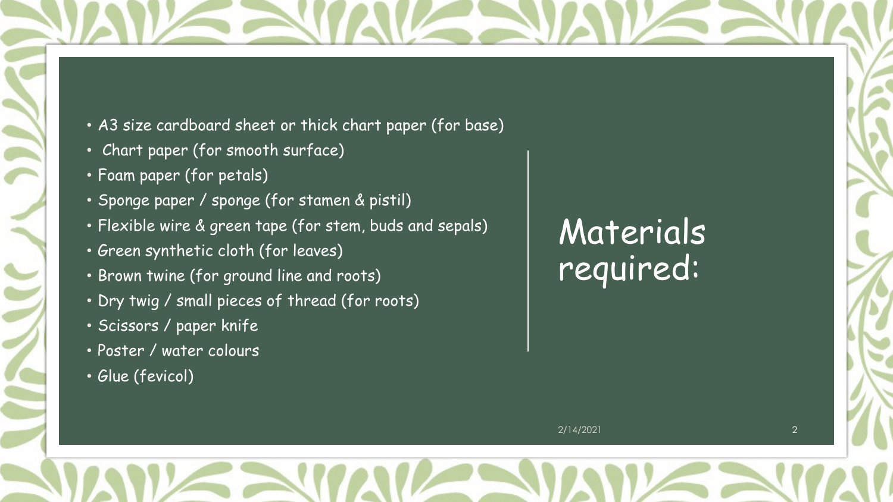# Materials required:

- A3 size cardboard sheet or thick chart paper (for base)
- Chart paper (for smooth surface)
- Foam paper (for petals)
- Sponge paper / sponge (for stamen & pistil)
- Flexible wire & green tape (for stem, buds and sepals)
- Green synthetic cloth (for leaves)
- Brown twine (for ground line and roots)
- Dry twig / small pieces of thread (for roots)
- Scissors / paper knife
- Poster / water colours
- Glue (fevicol)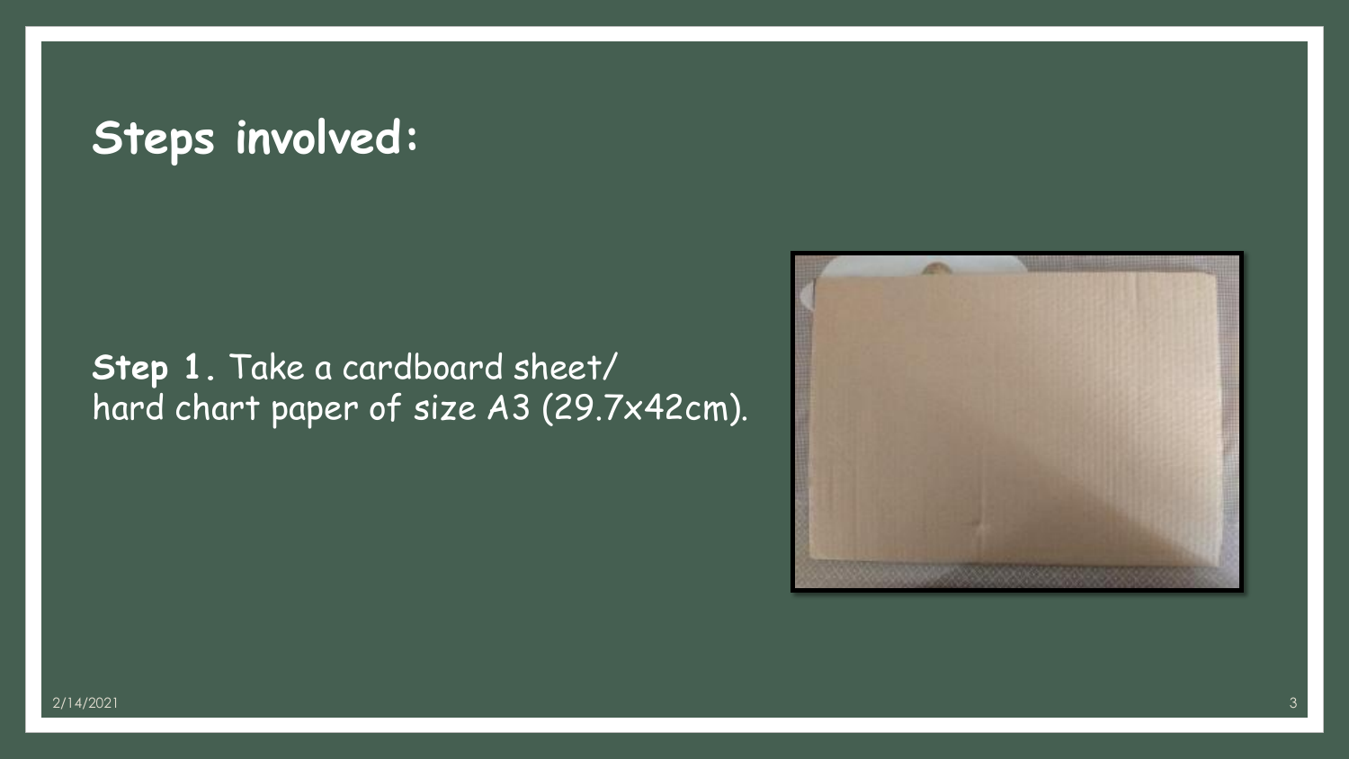## Steps involved:

**Step 1.** Take a cardboard sheet/ hard chart paper of size A3 (29.7x42cm).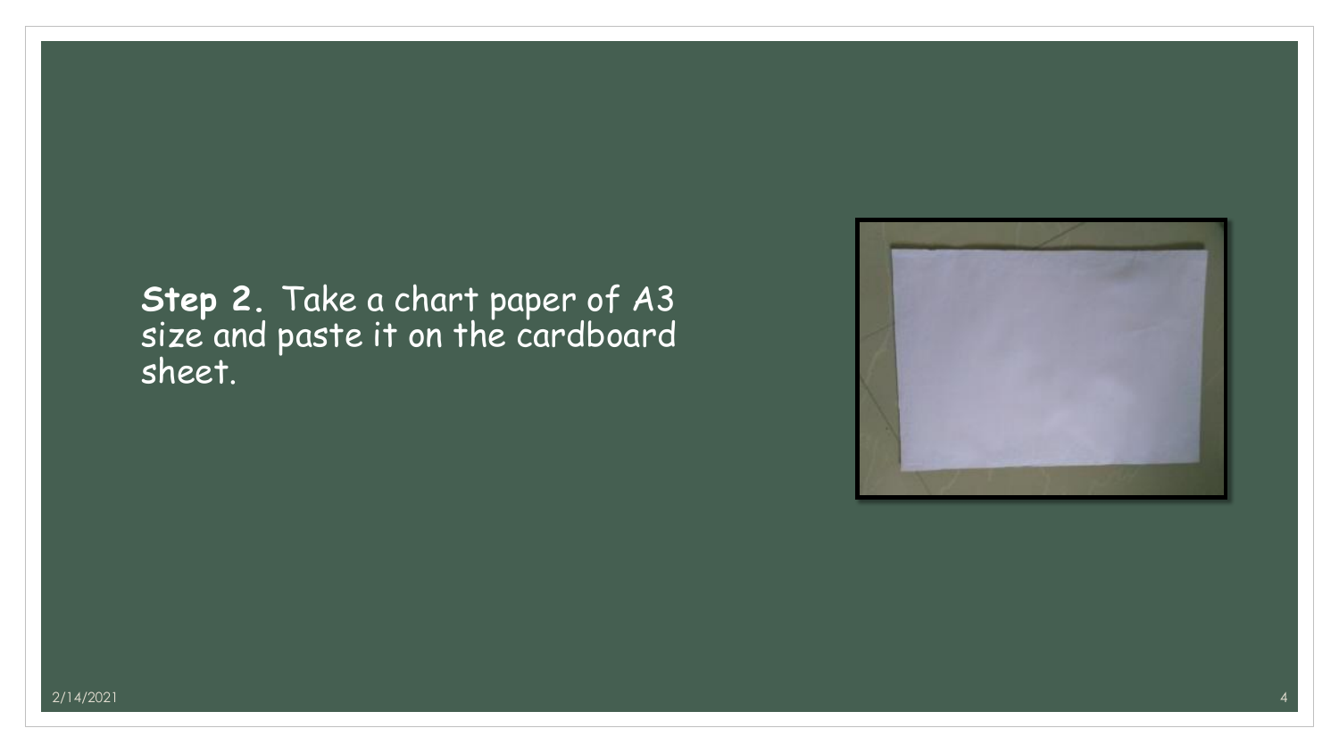**Step 2.** Take a chart paper of A3 size and paste it on the cardboard sheet.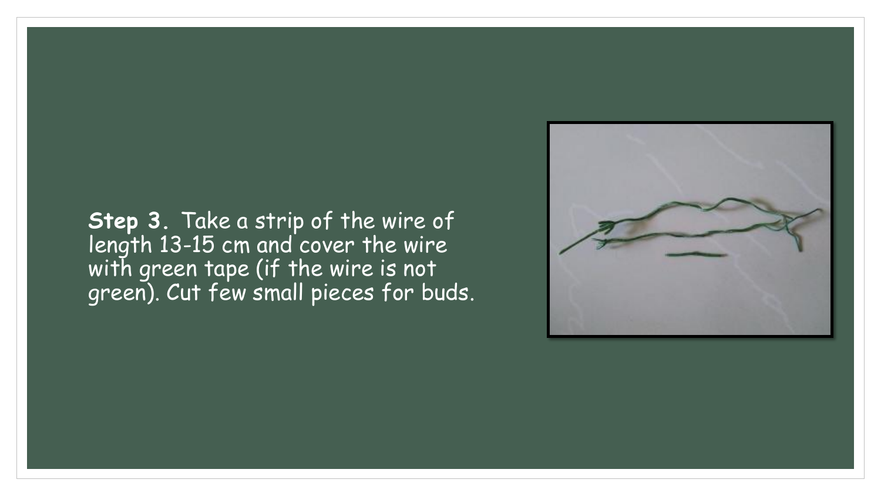**Step 3.** Take a strip of the wire of length 13-15 cm and cover the wire with green tape (if the wire is not green). Cut few small pieces for buds.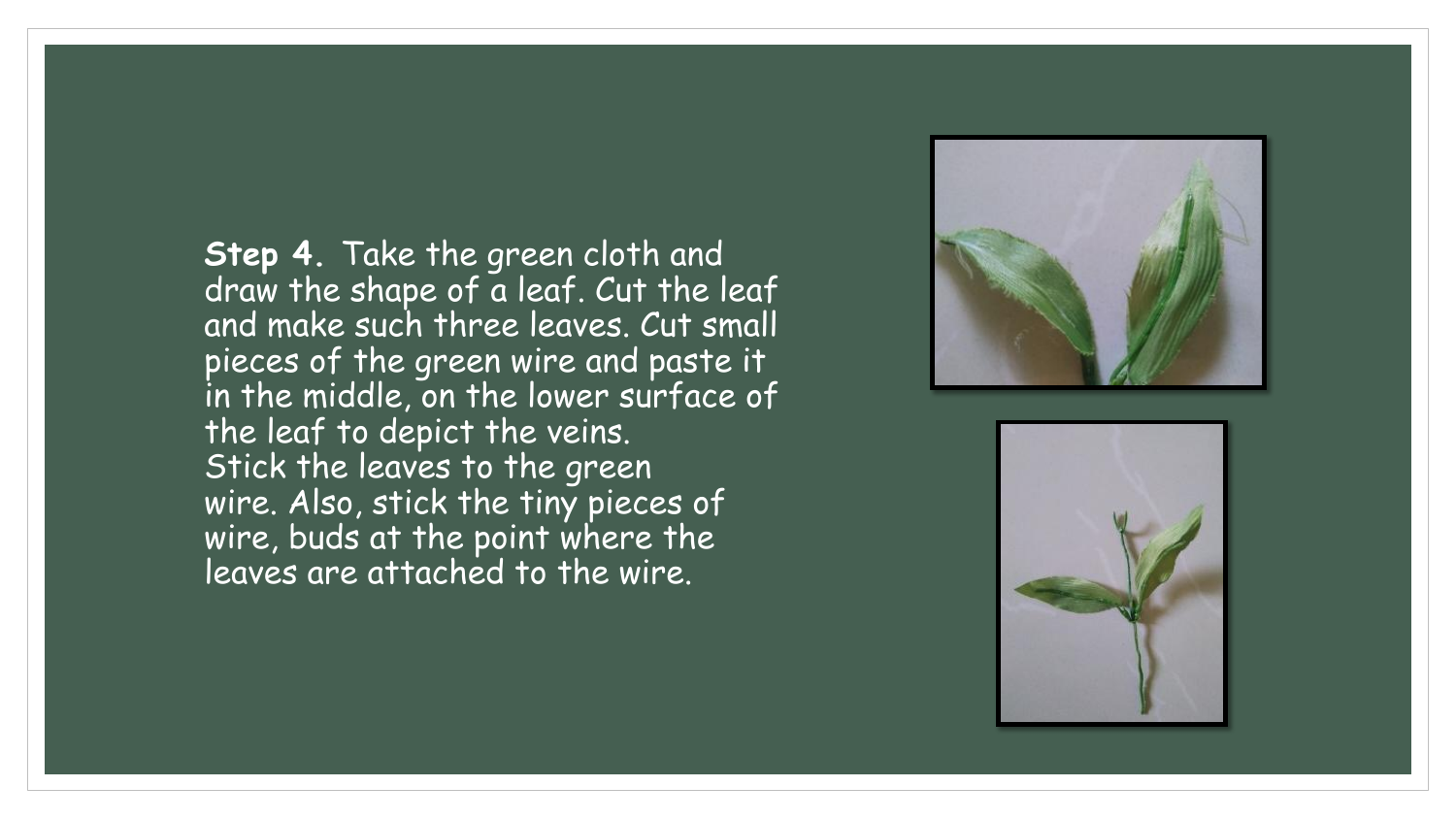**Step 4.** Take the green cloth and draw the shape of a leaf. Cut the leaf and make such three leaves. Cut small pieces of the green wire and paste it in the middle, on the lower surface of the leaf to depict the veins.
Stick the leaves to the green wire. Also, stick the tiny pieces of wire, buds at the point where the leaves are attached to the wire.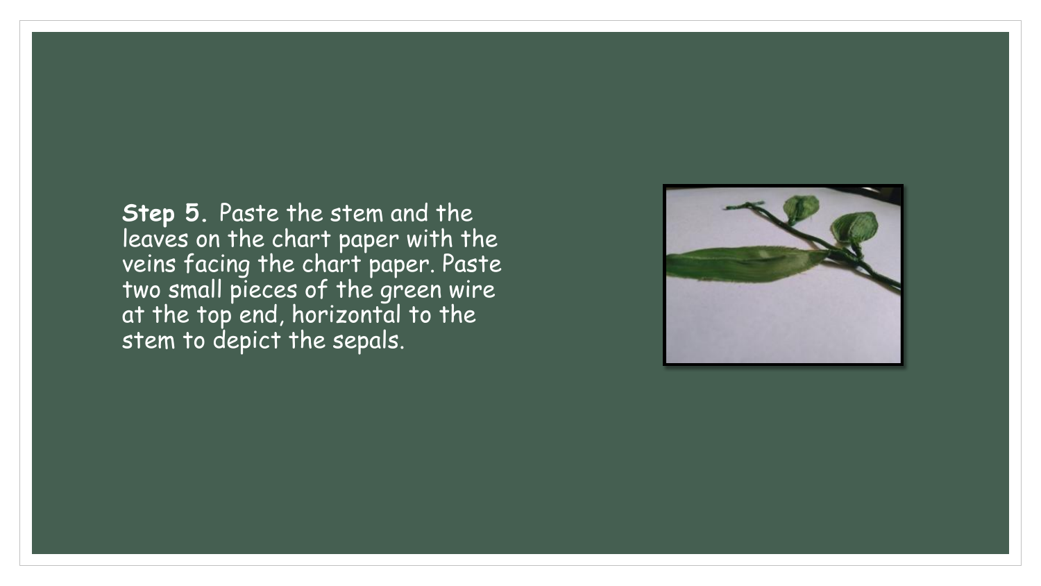**Step 5.** Paste the stem and the leaves on the chart paper with the veins facing the chart paper. Paste two small pieces of the green wire at the top end, horizontal to the stem to depict the sepals.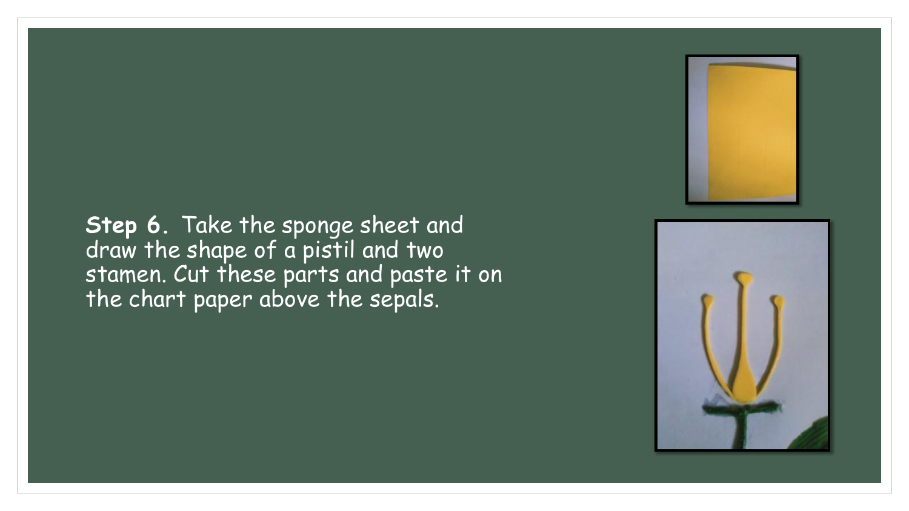**Step 6.** Take the sponge sheet and draw the shape of a pistil and two stamen. Cut these parts and paste it on the chart paper above the sepals.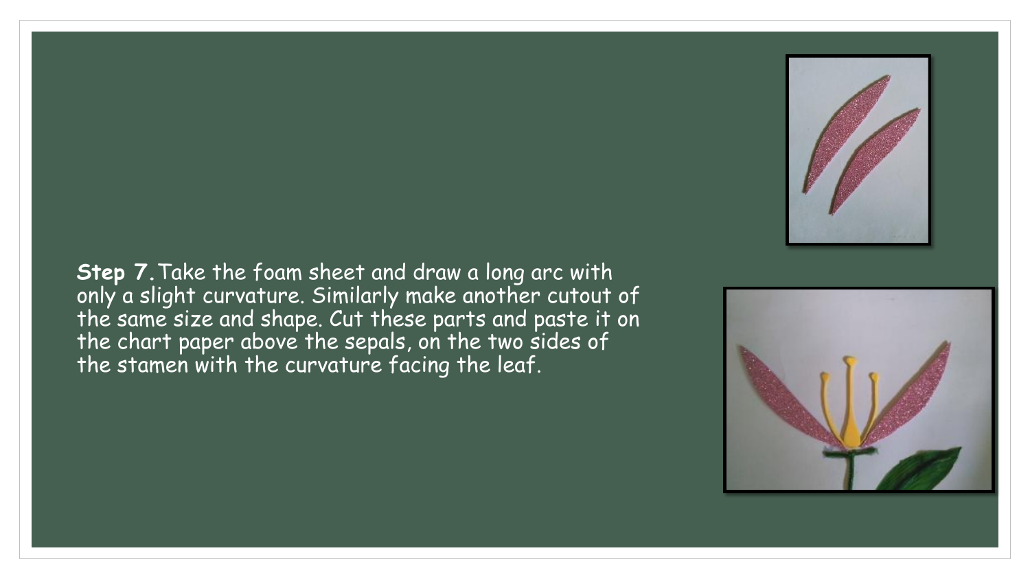**Step 7.** Take the foam sheet and draw a long arc with only a slight curvature. Similarly make another cutout of the same size and shape. Cut these parts and paste it on the chart paper above the sepals, on the two sides of the stamen with the curvature facing the leaf.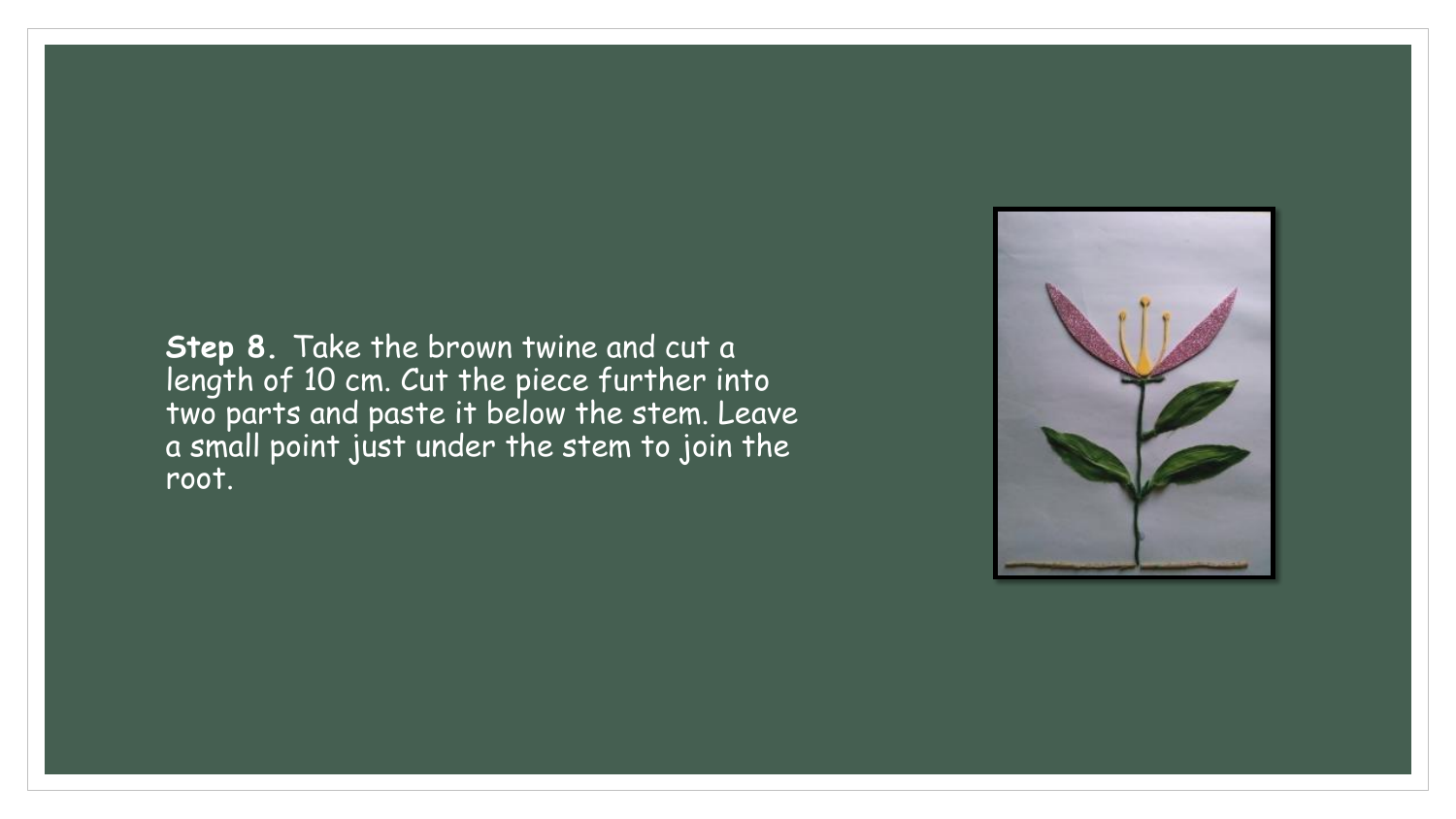**Step 8.** Take the brown twine and cut a length of 10 cm. Cut the piece further into two parts and paste it below the stem. Leave a small point just under the stem to join the root.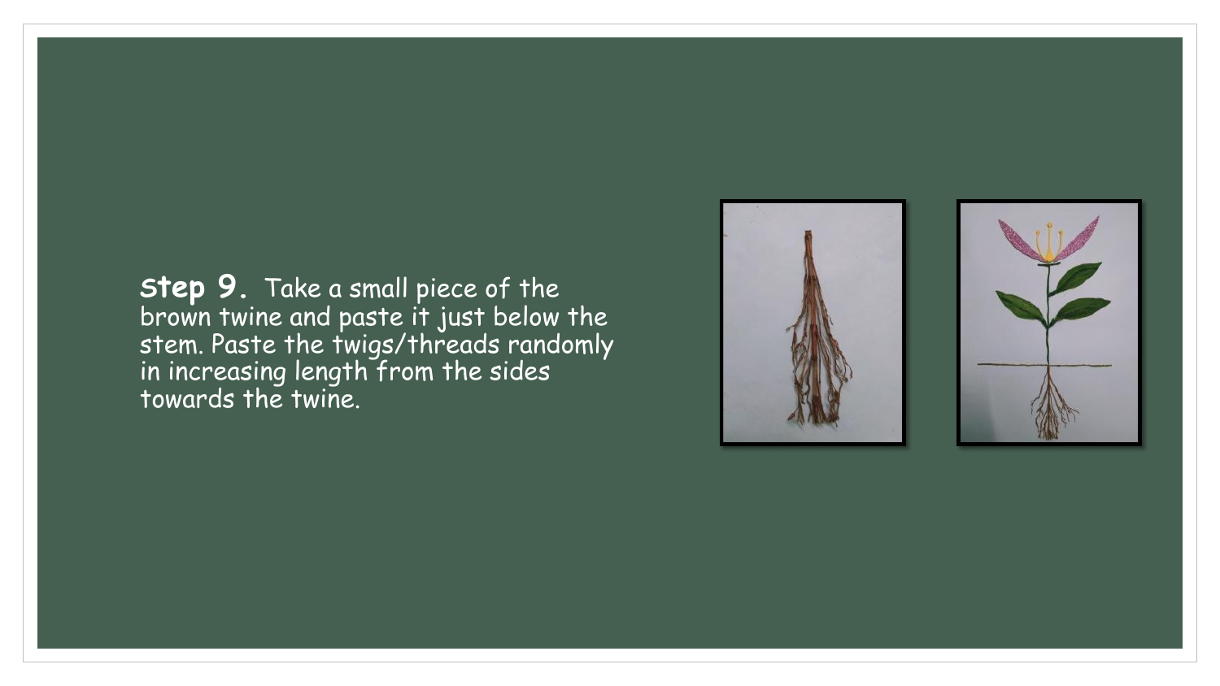**Step 9.** Take a small piece of the brown twine and paste it just below the stem. Paste the twigs/threads randomly in increasing length from the sides towards the twine.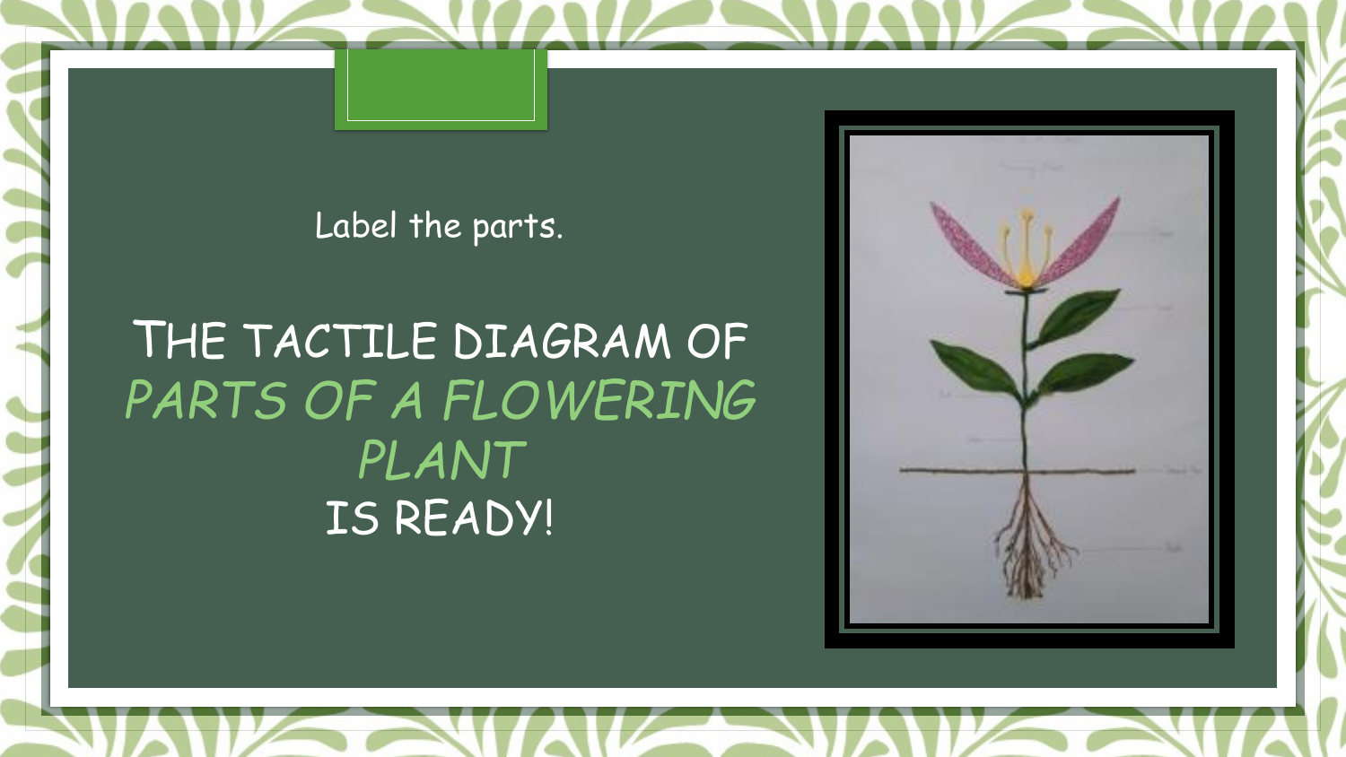Label the parts.

# THE TACTILE DIAGRAM OF *PARTS OF A FLOWERING PLANT* IS READY!